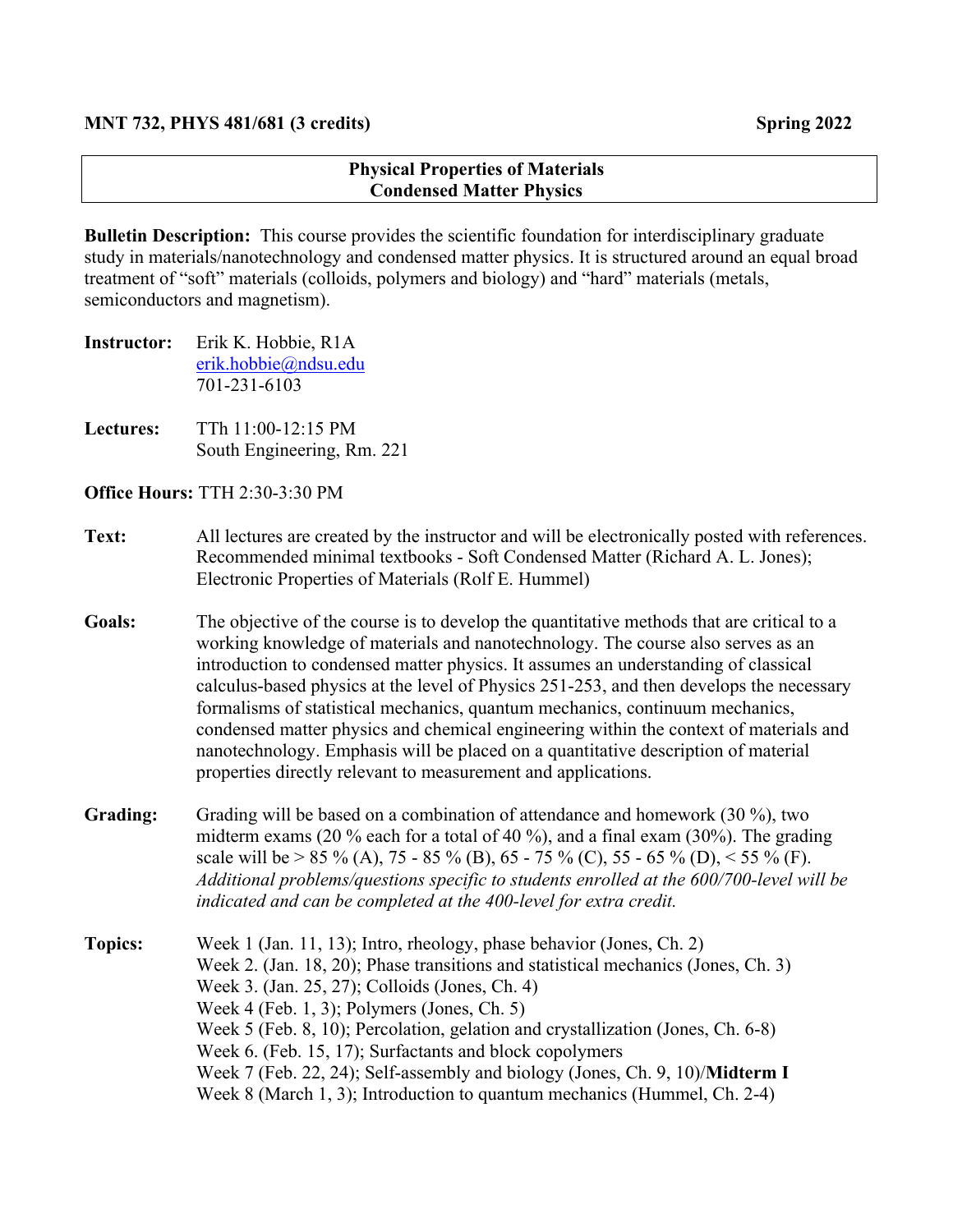**MNT 732, PHYS 481/681 (3 credits)** **Spring 2022**

## Physical Properties of Materials
## Condensed Matter Physics

**Bulletin Description:** This course provides the scientific foundation for interdisciplinary graduate study in materials/nanotechnology and condensed matter physics. It is structured around an equal broad treatment of "soft" materials (colloids, polymers and biology) and "hard" materials (metals, semiconductors and magnetism).

**Instructor:** Erik K. Hobbie, R1A
erik.hobbie@ndsu.edu
701-231-6103

**Lectures:** TTh 11:00-12:15 PM
South Engineering, Rm. 221

**Office Hours:** TTH 2:30-3:30 PM

**Text:** All lectures are created by the instructor and will be electronically posted with references. Recommended minimal textbooks - Soft Condensed Matter (Richard A. L. Jones); Electronic Properties of Materials (Rolf E. Hummel)

**Goals:** The objective of the course is to develop the quantitative methods that are critical to a working knowledge of materials and nanotechnology. The course also serves as an introduction to condensed matter physics. It assumes an understanding of classical calculus-based physics at the level of Physics 251-253, and then develops the necessary formalisms of statistical mechanics, quantum mechanics, continuum mechanics, condensed matter physics and chemical engineering within the context of materials and nanotechnology. Emphasis will be placed on a quantitative description of material properties directly relevant to measurement and applications.

**Grading:** Grading will be based on a combination of attendance and homework (30 %), two midterm exams (20 % each for a total of 40 %), and a final exam (30%). The grading scale will be > 85 % (A), 75 - 85 % (B), 65 - 75 % (C), 55 - 65 % (D), < 55 % (F). *Additional problems/questions specific to students enrolled at the 600/700-level will be indicated and can be completed at the 400-level for extra credit.*

**Topics:**
Week 1 (Jan. 11, 13); Intro, rheology, phase behavior (Jones, Ch. 2)
Week 2. (Jan. 18, 20); Phase transitions and statistical mechanics (Jones, Ch. 3)
Week 3. (Jan. 25, 27); Colloids (Jones, Ch. 4)
Week 4 (Feb. 1, 3); Polymers (Jones, Ch. 5)
Week 5 (Feb. 8, 10); Percolation, gelation and crystallization (Jones, Ch. 6-8)
Week 6. (Feb. 15, 17); Surfactants and block copolymers
Week 7 (Feb. 22, 24); Self-assembly and biology (Jones, Ch. 9, 10)/**Midterm I**
Week 8 (March 1, 3); Introduction to quantum mechanics (Hummel, Ch. 2-4)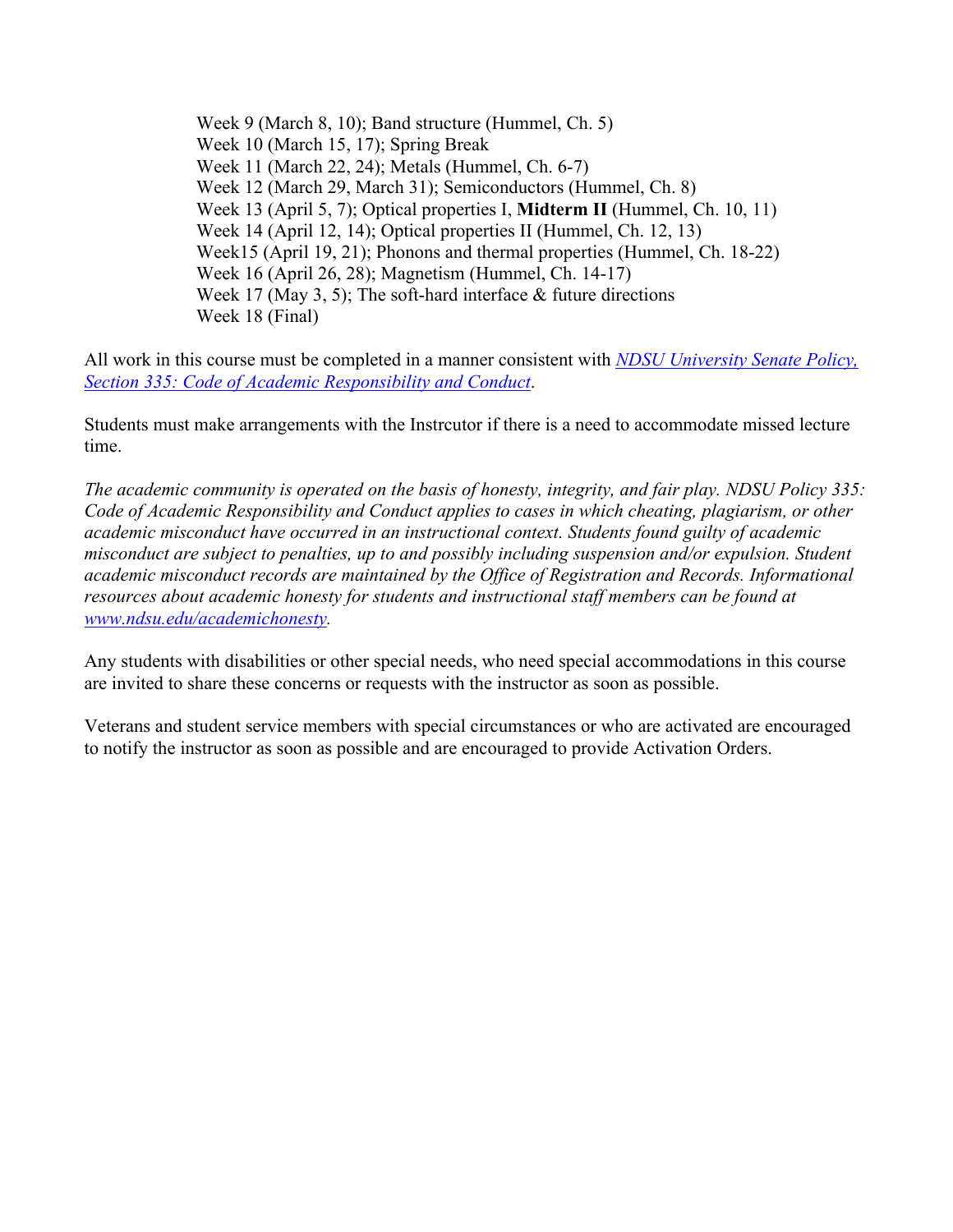Week 9 (March 8, 10); Band structure (Hummel, Ch. 5)
Week 10 (March 15, 17); Spring Break
Week 11 (March 22, 24); Metals (Hummel, Ch. 6-7)
Week 12 (March 29, March 31); Semiconductors (Hummel, Ch. 8)
Week 13 (April 5, 7); Optical properties I, **Midterm II** (Hummel, Ch. 10, 11)
Week 14 (April 12, 14); Optical properties II (Hummel, Ch. 12, 13)
Week15 (April 19, 21); Phonons and thermal properties (Hummel, Ch. 18-22)
Week 16 (April 26, 28); Magnetism (Hummel, Ch. 14-17)
Week 17 (May 3, 5); The soft-hard interface & future directions
Week 18 (Final)

All work in this course must be completed in a manner consistent with *NDSU University Senate Policy, Section 335: Code of Academic Responsibility and Conduct*.

Students must make arrangements with the Instrcutor if there is a need to accommodate missed lecture time.

*The academic community is operated on the basis of honesty, integrity, and fair play. NDSU Policy 335: Code of Academic Responsibility and Conduct applies to cases in which cheating, plagiarism, or other academic misconduct have occurred in an instructional context. Students found guilty of academic misconduct are subject to penalties, up to and possibly including suspension and/or expulsion. Student academic misconduct records are maintained by the Office of Registration and Records. Informational resources about academic honesty for students and instructional staff members can be found at www.ndsu.edu/academichonesty.*

Any students with disabilities or other special needs, who need special accommodations in this course are invited to share these concerns or requests with the instructor as soon as possible.

Veterans and student service members with special circumstances or who are activated are encouraged to notify the instructor as soon as possible and are encouraged to provide Activation Orders.